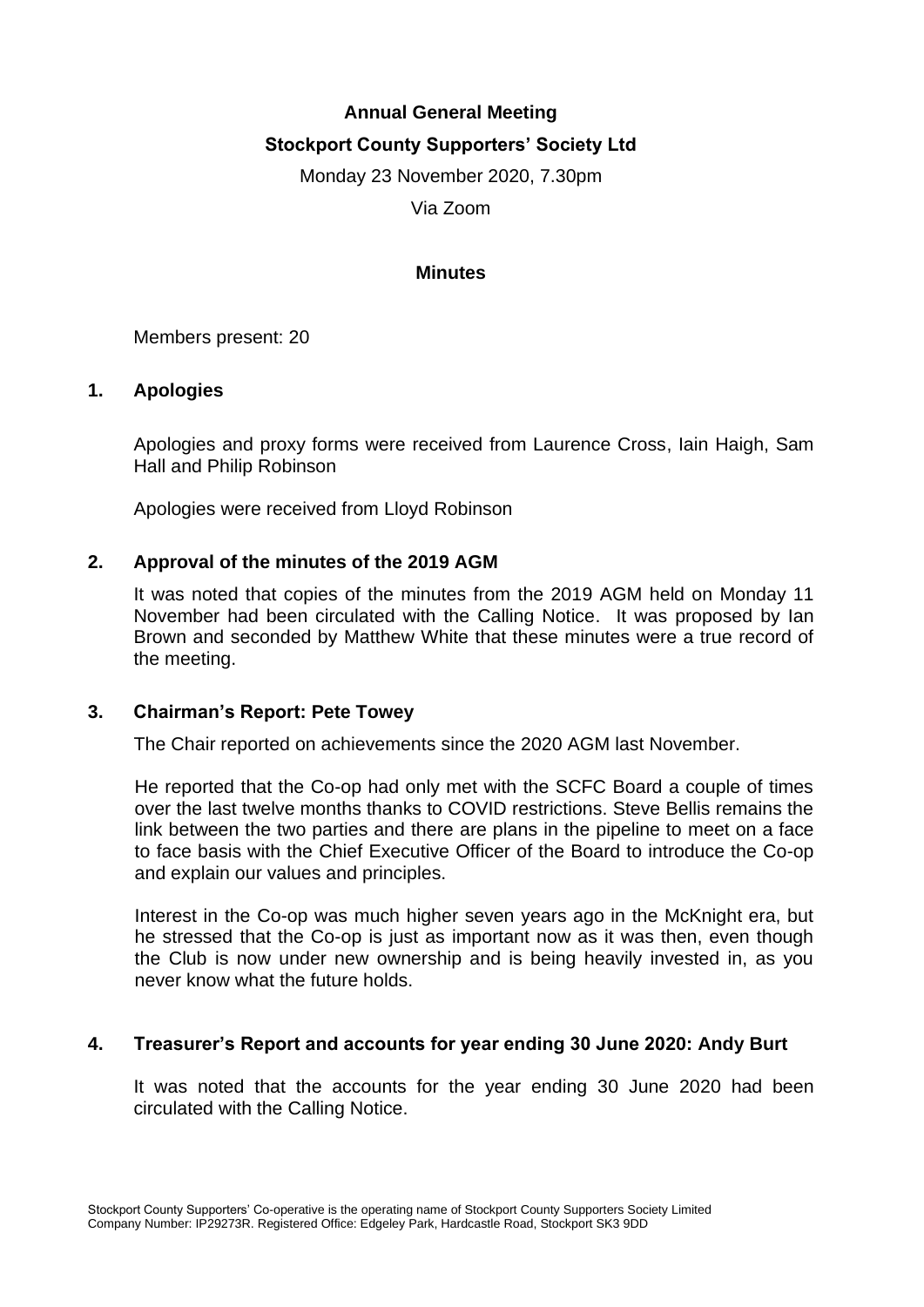# Annual General Meeting

## Stockport County Supporters' Society Ltd

Monday 23 November 2020, 7.30pm

Via Zoom

**Minutes**

Members present: 20

### 1. Apologies

Apologies and proxy forms were received from Laurence Cross, Iain Haigh, Sam Hall and Philip Robinson

Apologies were received from Lloyd Robinson

### 2. Approval of the minutes of the 2019 AGM

It was noted that copies of the minutes from the 2019 AGM held on Monday 11 November had been circulated with the Calling Notice. It was proposed by Ian Brown and seconded by Matthew White that these minutes were a true record of the meeting.

### 3. Chairman's Report: Pete Towey

The Chair reported on achievements since the 2020 AGM last November.

He reported that the Co-op had only met with the SCFC Board a couple of times over the last twelve months thanks to COVID restrictions. Steve Bellis remains the link between the two parties and there are plans in the pipeline to meet on a face to face basis with the Chief Executive Officer of the Board to introduce the Co-op and explain our values and principles.

Interest in the Co-op was much higher seven years ago in the McKnight era, but he stressed that the Co-op is just as important now as it was then, even though the Club is now under new ownership and is being heavily invested in, as you never know what the future holds.

### 4. Treasurer's Report and accounts for year ending 30 June 2020: Andy Burt

It was noted that the accounts for the year ending 30 June 2020 had been circulated with the Calling Notice.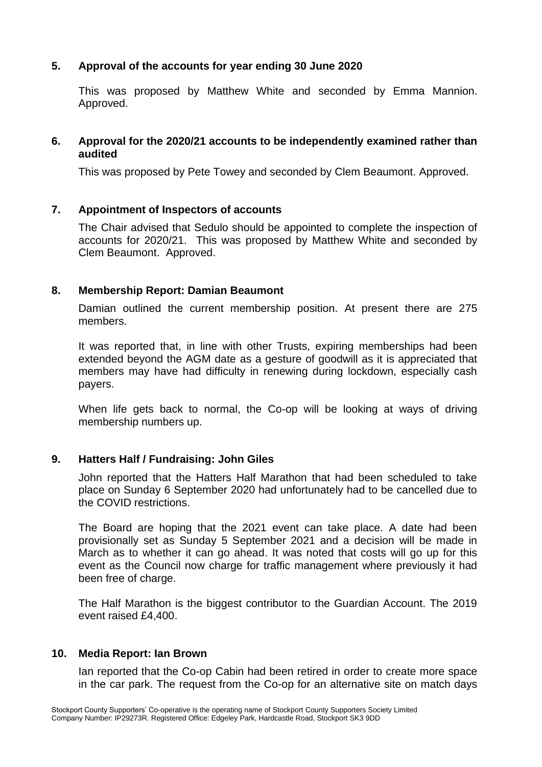**5. Approval of the accounts for year ending 30 June 2020**

This was proposed by Matthew White and seconded by Emma Mannion. Approved.

**6. Approval for the 2020/21 accounts to be independently examined rather than audited**

This was proposed by Pete Towey and seconded by Clem Beaumont. Approved.

**7. Appointment of Inspectors of accounts**

The Chair advised that Sedulo should be appointed to complete the inspection of accounts for 2020/21. This was proposed by Matthew White and seconded by Clem Beaumont. Approved.

**8. Membership Report: Damian Beaumont**

Damian outlined the current membership position. At present there are 275 members.

It was reported that, in line with other Trusts, expiring memberships had been extended beyond the AGM date as a gesture of goodwill as it is appreciated that members may have had difficulty in renewing during lockdown, especially cash payers.

When life gets back to normal, the Co-op will be looking at ways of driving membership numbers up.

**9. Hatters Half / Fundraising: John Giles**

John reported that the Hatters Half Marathon that had been scheduled to take place on Sunday 6 September 2020 had unfortunately had to be cancelled due to the COVID restrictions.

The Board are hoping that the 2021 event can take place. A date had been provisionally set as Sunday 5 September 2021 and a decision will be made in March as to whether it can go ahead. It was noted that costs will go up for this event as the Council now charge for traffic management where previously it had been free of charge.

The Half Marathon is the biggest contributor to the Guardian Account. The 2019 event raised £4,400.

**10. Media Report: Ian Brown**

Ian reported that the Co-op Cabin had been retired in order to create more space in the car park. The request from the Co-op for an alternative site on match days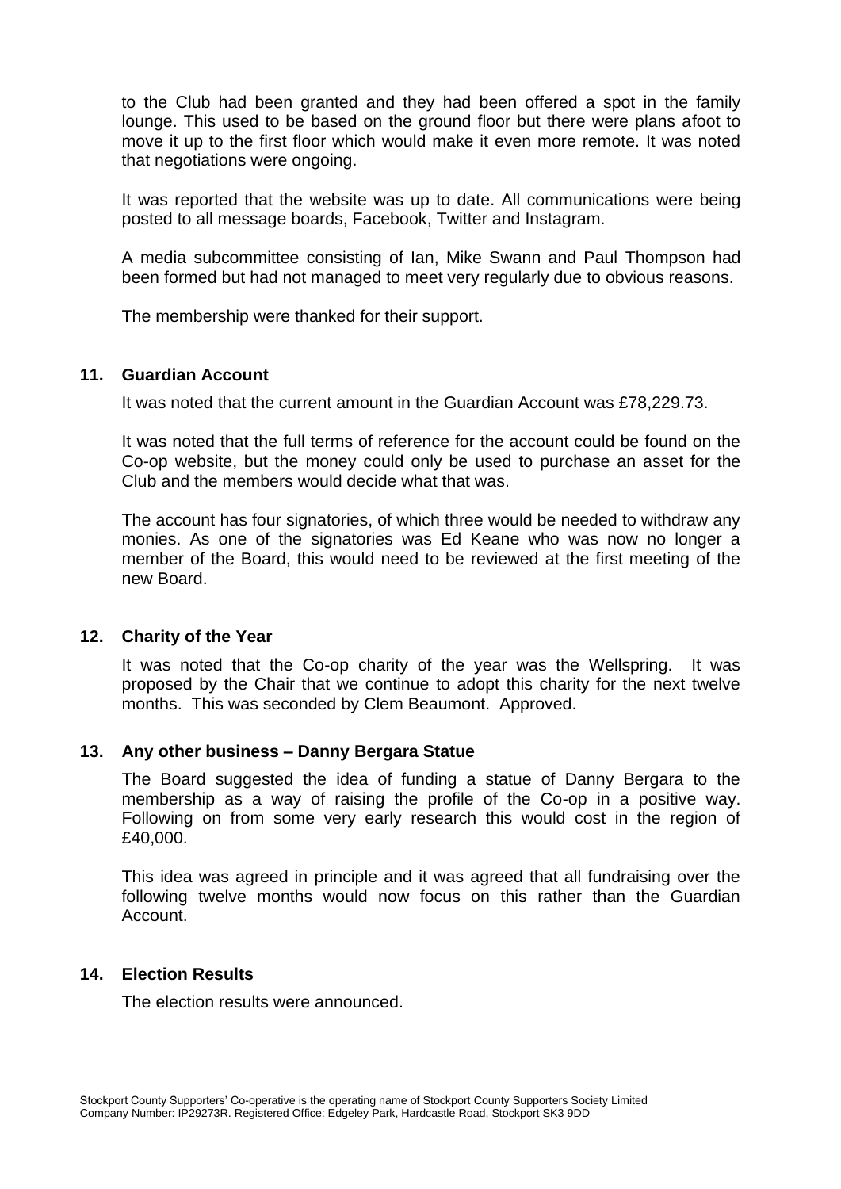to the Club had been granted and they had been offered a spot in the family lounge. This used to be based on the ground floor but there were plans afoot to move it up to the first floor which would make it even more remote. It was noted that negotiations were ongoing.

It was reported that the website was up to date. All communications were being posted to all message boards, Facebook, Twitter and Instagram.

A media subcommittee consisting of Ian, Mike Swann and Paul Thompson had been formed but had not managed to meet very regularly due to obvious reasons.

The membership were thanked for their support.

## 11. Guardian Account

It was noted that the current amount in the Guardian Account was £78,229.73.

It was noted that the full terms of reference for the account could be found on the Co-op website, but the money could only be used to purchase an asset for the Club and the members would decide what that was.

The account has four signatories, of which three would be needed to withdraw any monies. As one of the signatories was Ed Keane who was now no longer a member of the Board, this would need to be reviewed at the first meeting of the new Board.

## 12. Charity of the Year

It was noted that the Co-op charity of the year was the Wellspring. It was proposed by the Chair that we continue to adopt this charity for the next twelve months. This was seconded by Clem Beaumont. Approved.

## 13. Any other business – Danny Bergara Statue

The Board suggested the idea of funding a statue of Danny Bergara to the membership as a way of raising the profile of the Co-op in a positive way. Following on from some very early research this would cost in the region of £40,000.

This idea was agreed in principle and it was agreed that all fundraising over the following twelve months would now focus on this rather than the Guardian Account.

## 14. Election Results

The election results were announced.

Stockport County Supporters' Co-operative is the operating name of Stockport County Supporters Society Limited
Company Number: IP29273R. Registered Office: Edgeley Park, Hardcastle Road, Stockport SK3 9DD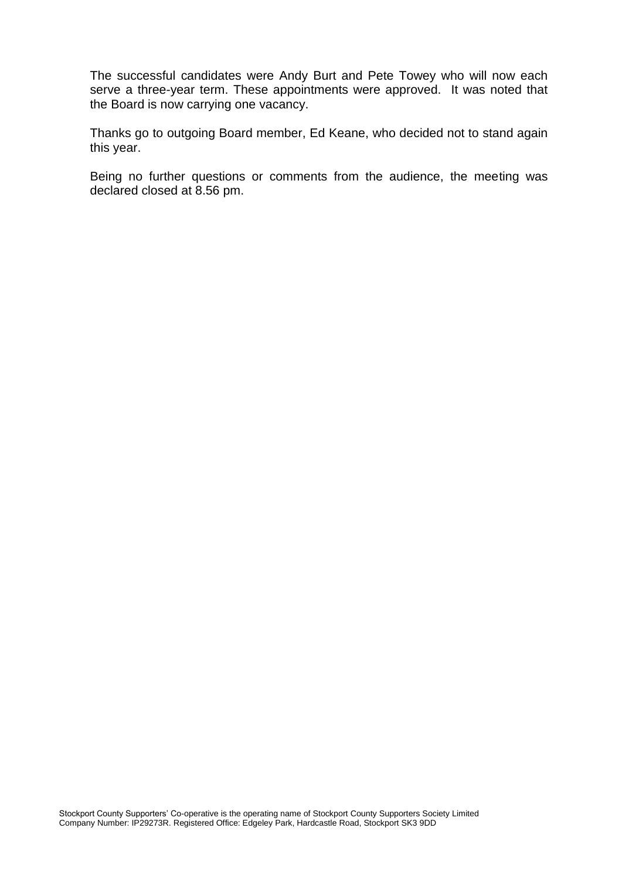The successful candidates were Andy Burt and Pete Towey who will now each serve a three-year term. These appointments were approved. It was noted that the Board is now carrying one vacancy.

Thanks go to outgoing Board member, Ed Keane, who decided not to stand again this year.

Being no further questions or comments from the audience, the meeting was declared closed at 8.56 pm.